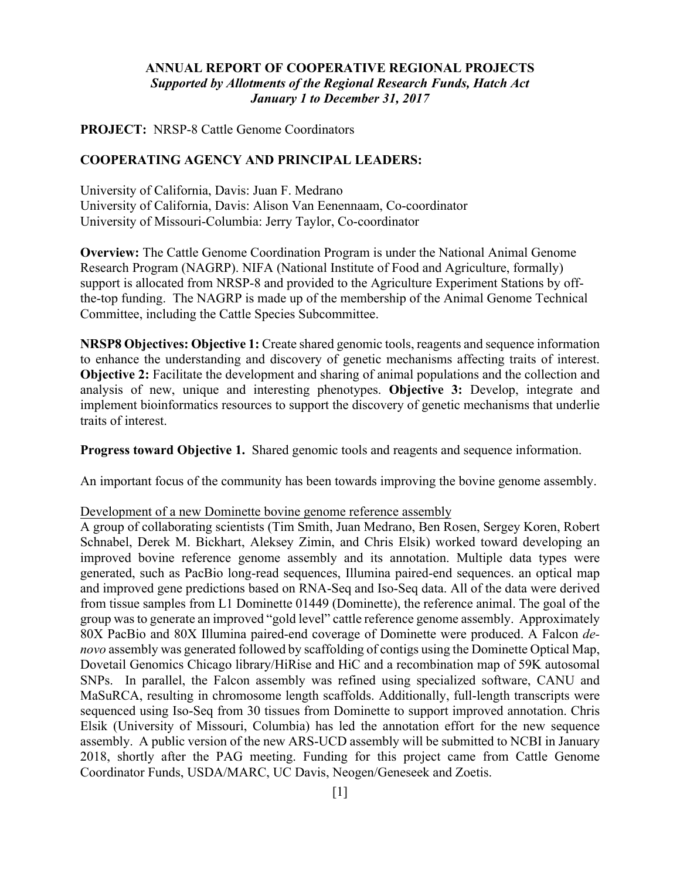# ANNUAL REPORT OF COOPERATIVE REGIONAL PROJECTS

***Supported by Allotments of the Regional Research Funds, Hatch Act***
***January 1 to December 31, 2017***

**PROJECT:** NRSP-8 Cattle Genome Coordinators

**COOPERATING AGENCY AND PRINCIPAL LEADERS:**

University of California, Davis: Juan F. Medrano
University of California, Davis: Alison Van Eenennaam, Co-coordinator
University of Missouri-Columbia: Jerry Taylor, Co-coordinator

**Overview:** The Cattle Genome Coordination Program is under the National Animal Genome Research Program (NAGRP). NIFA (National Institute of Food and Agriculture, formally) support is allocated from NRSP-8 and provided to the Agriculture Experiment Stations by off-the-top funding. The NAGRP is made up of the membership of the Animal Genome Technical Committee, including the Cattle Species Subcommittee.

**NRSP8 Objectives: Objective 1:** Create shared genomic tools, reagents and sequence information to enhance the understanding and discovery of genetic mechanisms affecting traits of interest. **Objective 2:** Facilitate the development and sharing of animal populations and the collection and analysis of new, unique and interesting phenotypes. **Objective 3:** Develop, integrate and implement bioinformatics resources to support the discovery of genetic mechanisms that underlie traits of interest.

**Progress toward Objective 1.** Shared genomic tools and reagents and sequence information.

An important focus of the community has been towards improving the bovine genome assembly.

Development of a new Dominette bovine genome reference assembly

A group of collaborating scientists (Tim Smith, Juan Medrano, Ben Rosen, Sergey Koren, Robert Schnabel, Derek M. Bickhart, Aleksey Zimin, and Chris Elsik) worked toward developing an improved bovine reference genome assembly and its annotation. Multiple data types were generated, such as PacBio long-read sequences, Illumina paired-end sequences. an optical map and improved gene predictions based on RNA-Seq and Iso-Seq data. All of the data were derived from tissue samples from L1 Dominette 01449 (Dominette), the reference animal. The goal of the group was to generate an improved "gold level" cattle reference genome assembly. Approximately 80X PacBio and 80X Illumina paired-end coverage of Dominette were produced. A Falcon *de-novo* assembly was generated followed by scaffolding of contigs using the Dominette Optical Map, Dovetail Genomics Chicago library/HiRise and HiC and a recombination map of 59K autosomal SNPs. In parallel, the Falcon assembly was refined using specialized software, CANU and MaSuRCA, resulting in chromosome length scaffolds. Additionally, full-length transcripts were sequenced using Iso-Seq from 30 tissues from Dominette to support improved annotation. Chris Elsik (University of Missouri, Columbia) has led the annotation effort for the new sequence assembly. A public version of the new ARS-UCD assembly will be submitted to NCBI in January 2018, shortly after the PAG meeting. Funding for this project came from Cattle Genome Coordinator Funds, USDA/MARC, UC Davis, Neogen/Geneseek and Zoetis.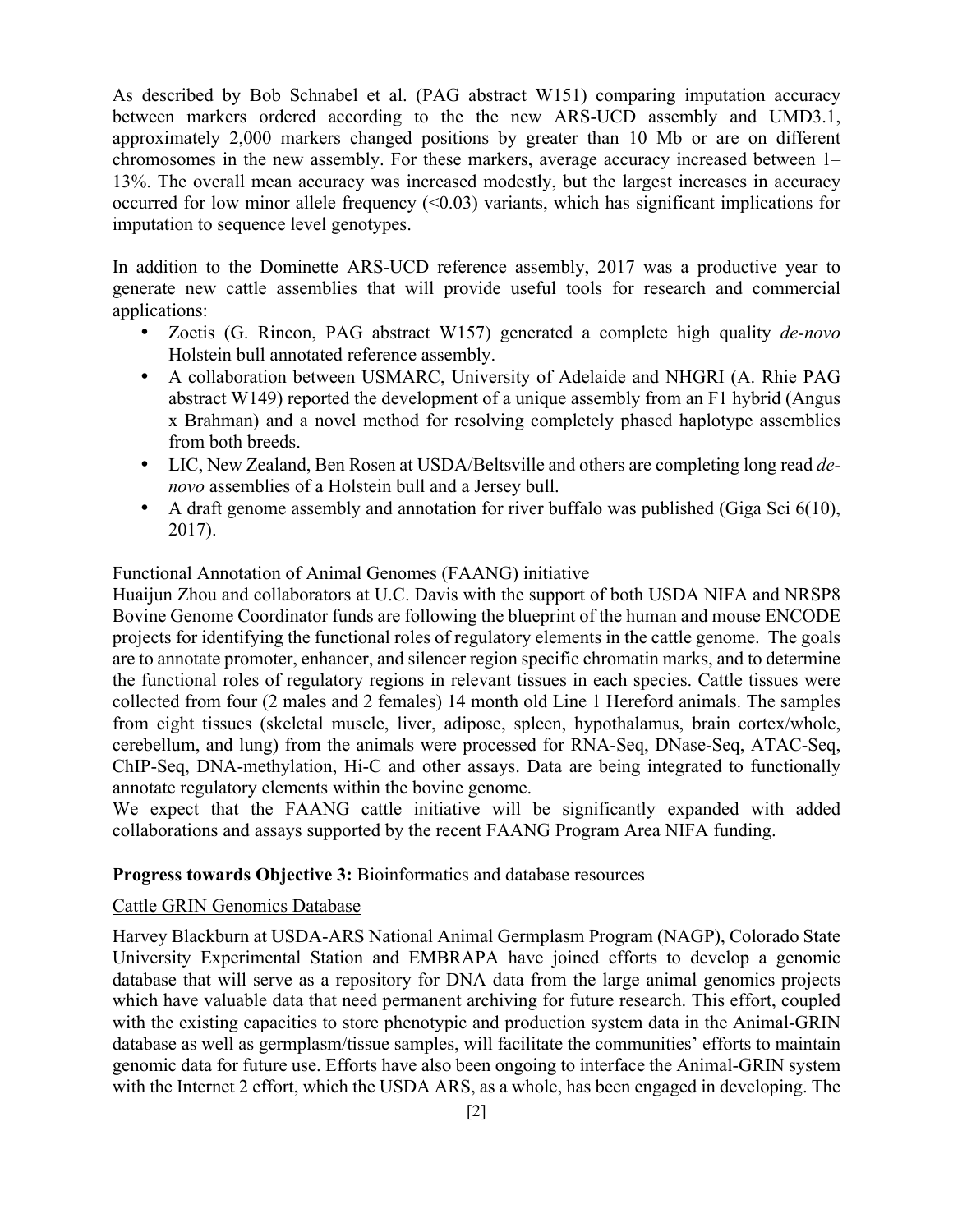As described by Bob Schnabel et al. (PAG abstract W151) comparing imputation accuracy between markers ordered according to the the new ARS-UCD assembly and UMD3.1, approximately 2,000 markers changed positions by greater than 10 Mb or are on different chromosomes in the new assembly. For these markers, average accuracy increased between 1–13%. The overall mean accuracy was increased modestly, but the largest increases in accuracy occurred for low minor allele frequency (<0.03) variants, which has significant implications for imputation to sequence level genotypes.

In addition to the Dominette ARS-UCD reference assembly, 2017 was a productive year to generate new cattle assemblies that will provide useful tools for research and commercial applications:

- Zoetis (G. Rincon, PAG abstract W157) generated a complete high quality *de-novo* Holstein bull annotated reference assembly.
- A collaboration between USMARC, University of Adelaide and NHGRI (A. Rhie PAG abstract W149) reported the development of a unique assembly from an F1 hybrid (Angus x Brahman) and a novel method for resolving completely phased haplotype assemblies from both breeds.
- LIC, New Zealand, Ben Rosen at USDA/Beltsville and others are completing long read *de-novo* assemblies of a Holstein bull and a Jersey bull.
- A draft genome assembly and annotation for river buffalo was published (Giga Sci 6(10), 2017).

<u>Functional Annotation of Animal Genomes (FAANG) initiative</u>

Huaijun Zhou and collaborators at U.C. Davis with the support of both USDA NIFA and NRSP8 Bovine Genome Coordinator funds are following the blueprint of the human and mouse ENCODE projects for identifying the functional roles of regulatory elements in the cattle genome. The goals are to annotate promoter, enhancer, and silencer region specific chromatin marks, and to determine the functional roles of regulatory regions in relevant tissues in each species. Cattle tissues were collected from four (2 males and 2 females) 14 month old Line 1 Hereford animals. The samples from eight tissues (skeletal muscle, liver, adipose, spleen, hypothalamus, brain cortex/whole, cerebellum, and lung) from the animals were processed for RNA-Seq, DNase-Seq, ATAC-Seq, ChIP-Seq, DNA-methylation, Hi-C and other assays. Data are being integrated to functionally annotate regulatory elements within the bovine genome.

We expect that the FAANG cattle initiative will be significantly expanded with added collaborations and assays supported by the recent FAANG Program Area NIFA funding.

**Progress towards Objective 3:** Bioinformatics and database resources

<u>Cattle GRIN Genomics Database</u>

Harvey Blackburn at USDA-ARS National Animal Germplasm Program (NAGP), Colorado State University Experimental Station and EMBRAPA have joined efforts to develop a genomic database that will serve as a repository for DNA data from the large animal genomics projects which have valuable data that need permanent archiving for future research. This effort, coupled with the existing capacities to store phenotypic and production system data in the Animal-GRIN database as well as germplasm/tissue samples, will facilitate the communities' efforts to maintain genomic data for future use. Efforts have also been ongoing to interface the Animal-GRIN system with the Internet 2 effort, which the USDA ARS, as a whole, has been engaged in developing. The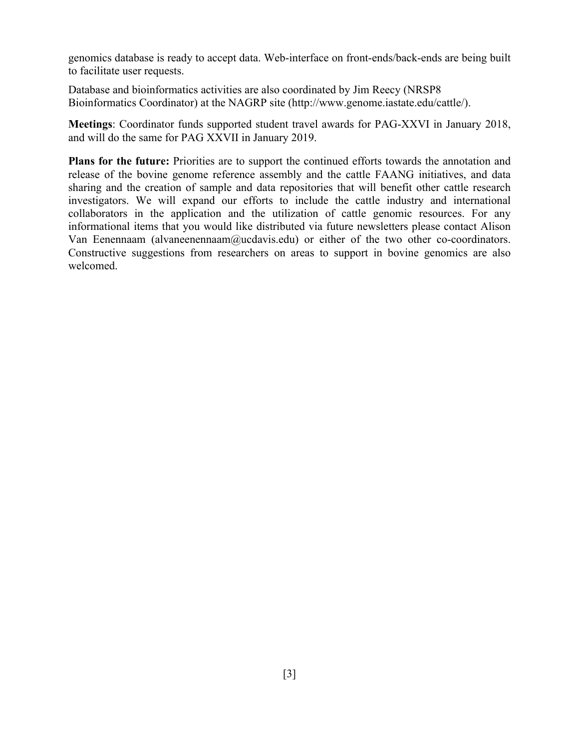genomics database is ready to accept data. Web-interface on front-ends/back-ends are being built to facilitate user requests.

Database and bioinformatics activities are also coordinated by Jim Reecy (NRSP8 Bioinformatics Coordinator) at the NAGRP site (http://www.genome.iastate.edu/cattle/).

**Meetings**: Coordinator funds supported student travel awards for PAG-XXVI in January 2018, and will do the same for PAG XXVII in January 2019.

**Plans for the future:** Priorities are to support the continued efforts towards the annotation and release of the bovine genome reference assembly and the cattle FAANG initiatives, and data sharing and the creation of sample and data repositories that will benefit other cattle research investigators. We will expand our efforts to include the cattle industry and international collaborators in the application and the utilization of cattle genomic resources. For any informational items that you would like distributed via future newsletters please contact Alison Van Eenennaam (alvaneenennaam@ucdavis.edu) or either of the two other co-coordinators. Constructive suggestions from researchers on areas to support in bovine genomics are also welcomed.